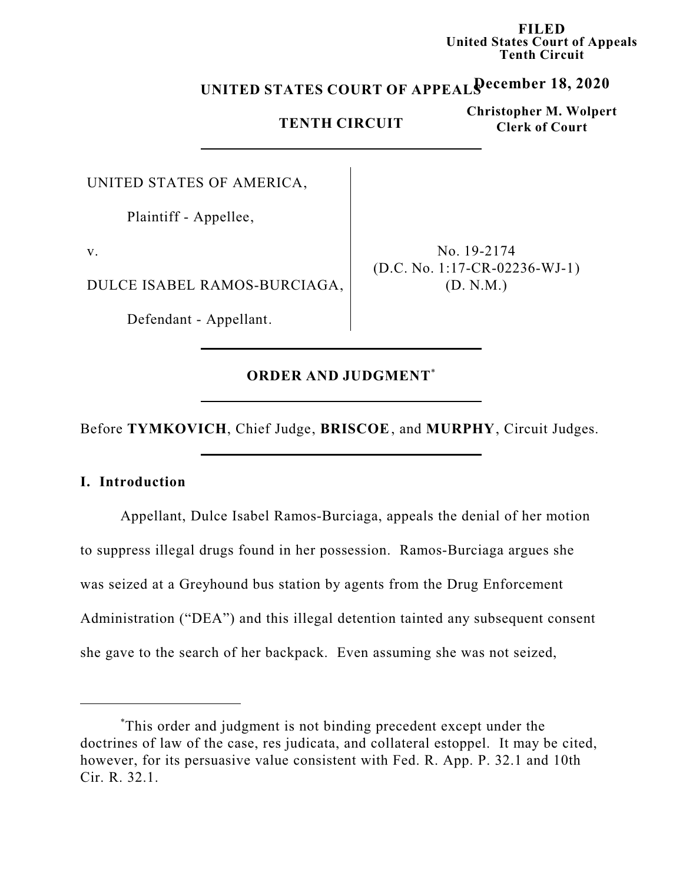FILED
United States Court of Appeals
Tenth Circuit

December 18, 2020

Christopher M. Wolpert
Clerk of Court

UNITED STATES COURT OF APPEALS

TENTH CIRCUIT

UNITED STATES OF AMERICA,

Plaintiff - Appellee,

v.

DULCE ISABEL RAMOS-BURCIAGA,

Defendant - Appellant.

No. 19-2174
(D.C. No. 1:17-CR-02236-WJ-1)
(D. N.M.)

**ORDER AND JUDGMENT***

Before **TYMKOVICH**, Chief Judge, **BRISCOE**, and **MURPHY**, Circuit Judges.

## I. Introduction

Appellant, Dulce Isabel Ramos-Burciaga, appeals the denial of her motion to suppress illegal drugs found in her possession. Ramos-Burciaga argues she was seized at a Greyhound bus station by agents from the Drug Enforcement Administration ("DEA") and this illegal detention tainted any subsequent consent she gave to the search of her backpack. Even assuming she was not seized,

---

*This order and judgment is not binding precedent except under the doctrines of law of the case, res judicata, and collateral estoppel. It may be cited, however, for its persuasive value consistent with Fed. R. App. P. 32.1 and 10th Cir. R. 32.1.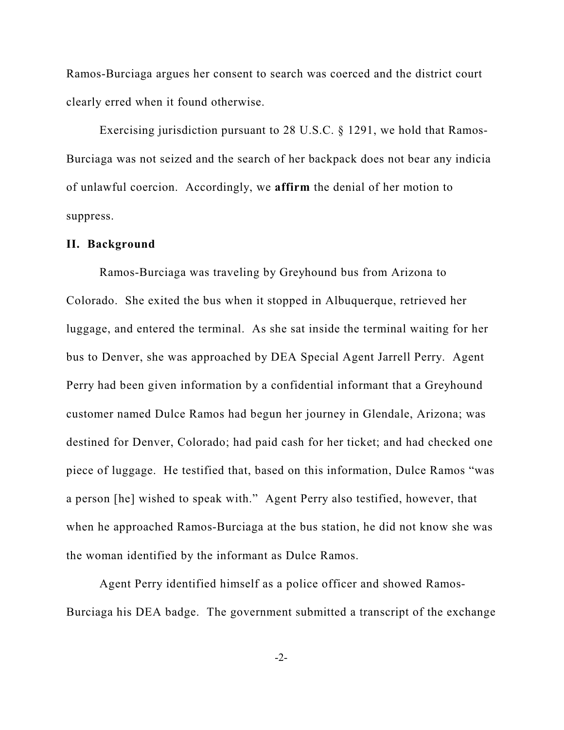Ramos-Burciaga argues her consent to search was coerced and the district court clearly erred when it found otherwise.

Exercising jurisdiction pursuant to 28 U.S.C. § 1291, we hold that Ramos-Burciaga was not seized and the search of her backpack does not bear any indicia of unlawful coercion. Accordingly, we **affirm** the denial of her motion to suppress.

## II. Background

Ramos-Burciaga was traveling by Greyhound bus from Arizona to Colorado. She exited the bus when it stopped in Albuquerque, retrieved her luggage, and entered the terminal. As she sat inside the terminal waiting for her bus to Denver, she was approached by DEA Special Agent Jarrell Perry. Agent Perry had been given information by a confidential informant that a Greyhound customer named Dulce Ramos had begun her journey in Glendale, Arizona; was destined for Denver, Colorado; had paid cash for her ticket; and had checked one piece of luggage. He testified that, based on this information, Dulce Ramos "was a person [he] wished to speak with." Agent Perry also testified, however, that when he approached Ramos-Burciaga at the bus station, he did not know she was the woman identified by the informant as Dulce Ramos.

Agent Perry identified himself as a police officer and showed Ramos-Burciaga his DEA badge. The government submitted a transcript of the exchange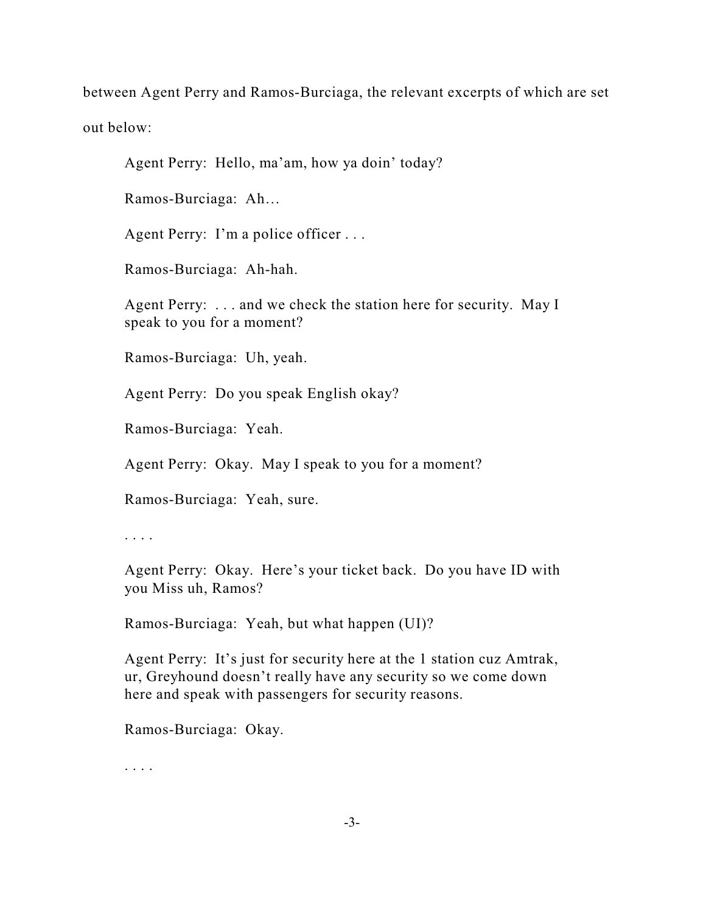between Agent Perry and Ramos-Burciaga, the relevant excerpts of which are set out below:

> Agent Perry: Hello, ma'am, how ya doin' today?
>
> Ramos-Burciaga: Ah…
>
> Agent Perry: I'm a police officer . . .
>
> Ramos-Burciaga: Ah-hah.
>
> Agent Perry: . . . and we check the station here for security. May I speak to you for a moment?
>
> Ramos-Burciaga: Uh, yeah.
>
> Agent Perry: Do you speak English okay?
>
> Ramos-Burciaga: Yeah.
>
> Agent Perry: Okay. May I speak to you for a moment?
>
> Ramos-Burciaga: Yeah, sure.
>
> . . . .
>
> Agent Perry: Okay. Here's your ticket back. Do you have ID with you Miss uh, Ramos?
>
> Ramos-Burciaga: Yeah, but what happen (UI)?
>
> Agent Perry: It's just for security here at the 1 station cuz Amtrak, ur, Greyhound doesn't really have any security so we come down here and speak with passengers for security reasons.
>
> Ramos-Burciaga: Okay.
>
> . . . .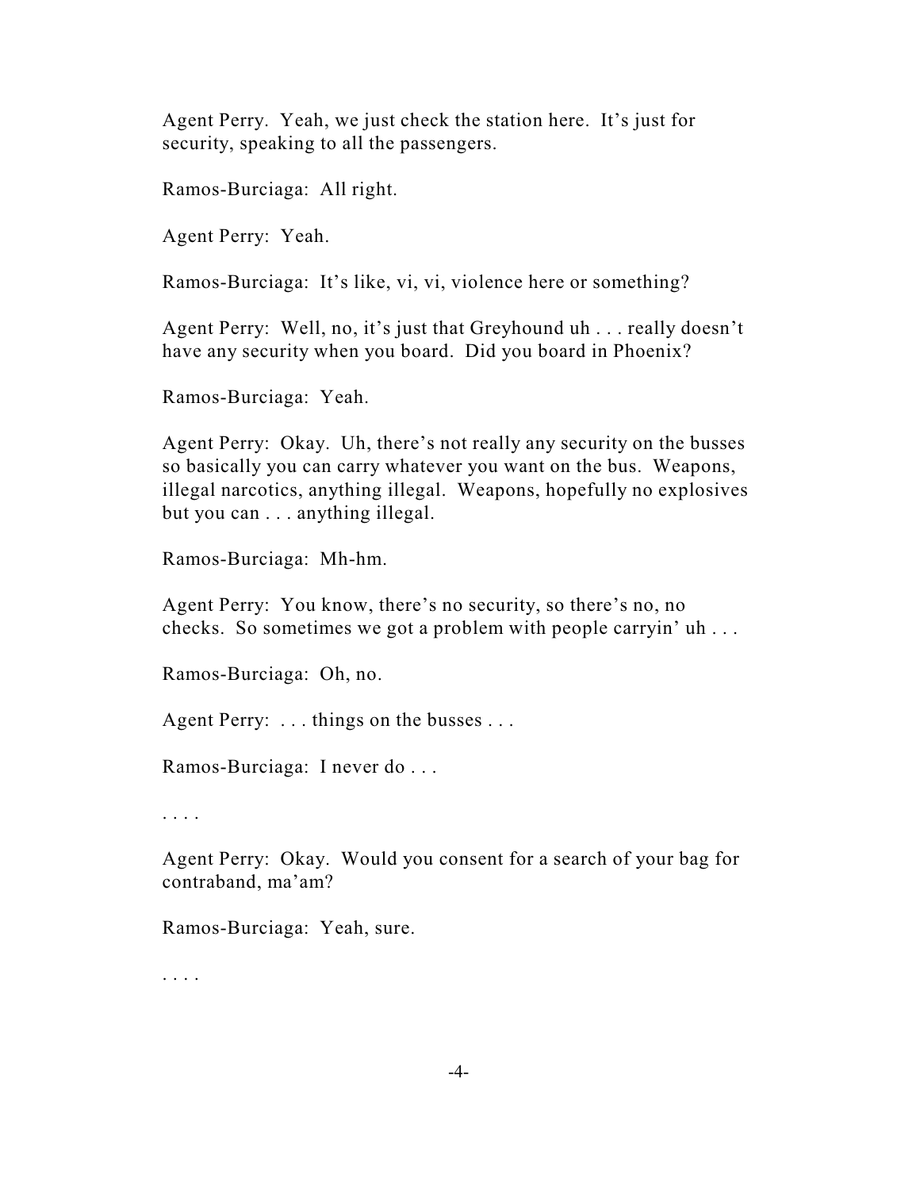Agent Perry. Yeah, we just check the station here. It's just for security, speaking to all the passengers.

Ramos-Burciaga: All right.

Agent Perry: Yeah.

Ramos-Burciaga: It's like, vi, vi, violence here or something?

Agent Perry: Well, no, it's just that Greyhound uh . . . really doesn't have any security when you board. Did you board in Phoenix?

Ramos-Burciaga: Yeah.

Agent Perry: Okay. Uh, there's not really any security on the busses so basically you can carry whatever you want on the bus. Weapons, illegal narcotics, anything illegal. Weapons, hopefully no explosives but you can . . . anything illegal.

Ramos-Burciaga: Mh-hm.

Agent Perry: You know, there's no security, so there's no, no checks. So sometimes we got a problem with people carryin' uh . . .

Ramos-Burciaga: Oh, no.

Agent Perry: . . . things on the busses . . .

Ramos-Burciaga: I never do . . .

. . . .

Agent Perry: Okay. Would you consent for a search of your bag for contraband, ma'am?

Ramos-Burciaga: Yeah, sure.

. . . .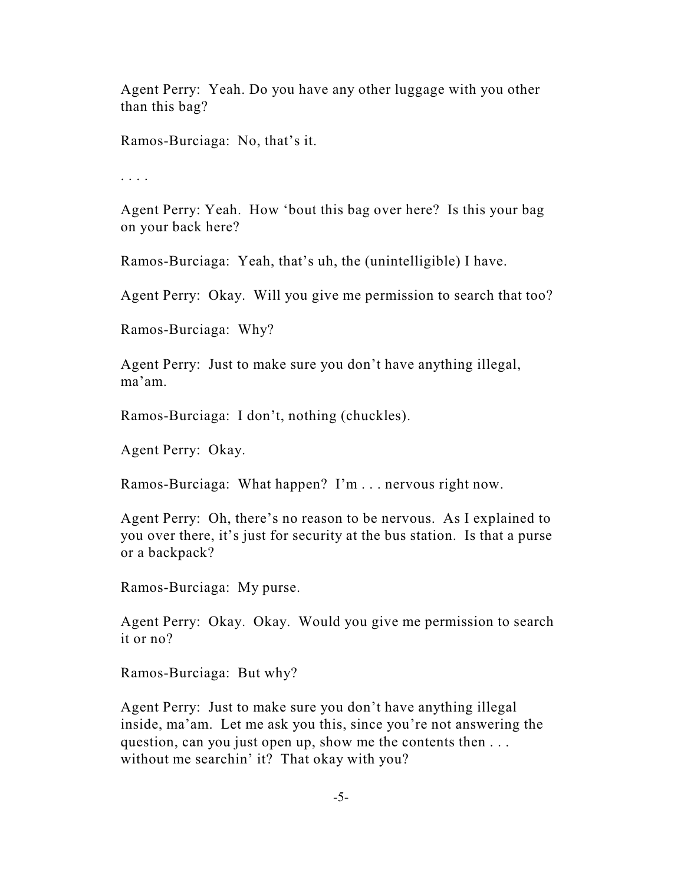Agent Perry: Yeah. Do you have any other luggage with you other than this bag?

Ramos-Burciaga: No, that's it.

. . . .

Agent Perry: Yeah. How 'bout this bag over here? Is this your bag on your back here?

Ramos-Burciaga: Yeah, that's uh, the (unintelligible) I have.

Agent Perry: Okay. Will you give me permission to search that too?

Ramos-Burciaga: Why?

Agent Perry: Just to make sure you don't have anything illegal, ma'am.

Ramos-Burciaga: I don't, nothing (chuckles).

Agent Perry: Okay.

Ramos-Burciaga: What happen? I'm . . . nervous right now.

Agent Perry: Oh, there's no reason to be nervous. As I explained to you over there, it's just for security at the bus station. Is that a purse or a backpack?

Ramos-Burciaga: My purse.

Agent Perry: Okay. Okay. Would you give me permission to search it or no?

Ramos-Burciaga: But why?

Agent Perry: Just to make sure you don't have anything illegal inside, ma'am. Let me ask you this, since you're not answering the question, can you just open up, show me the contents then . . . without me searchin' it? That okay with you?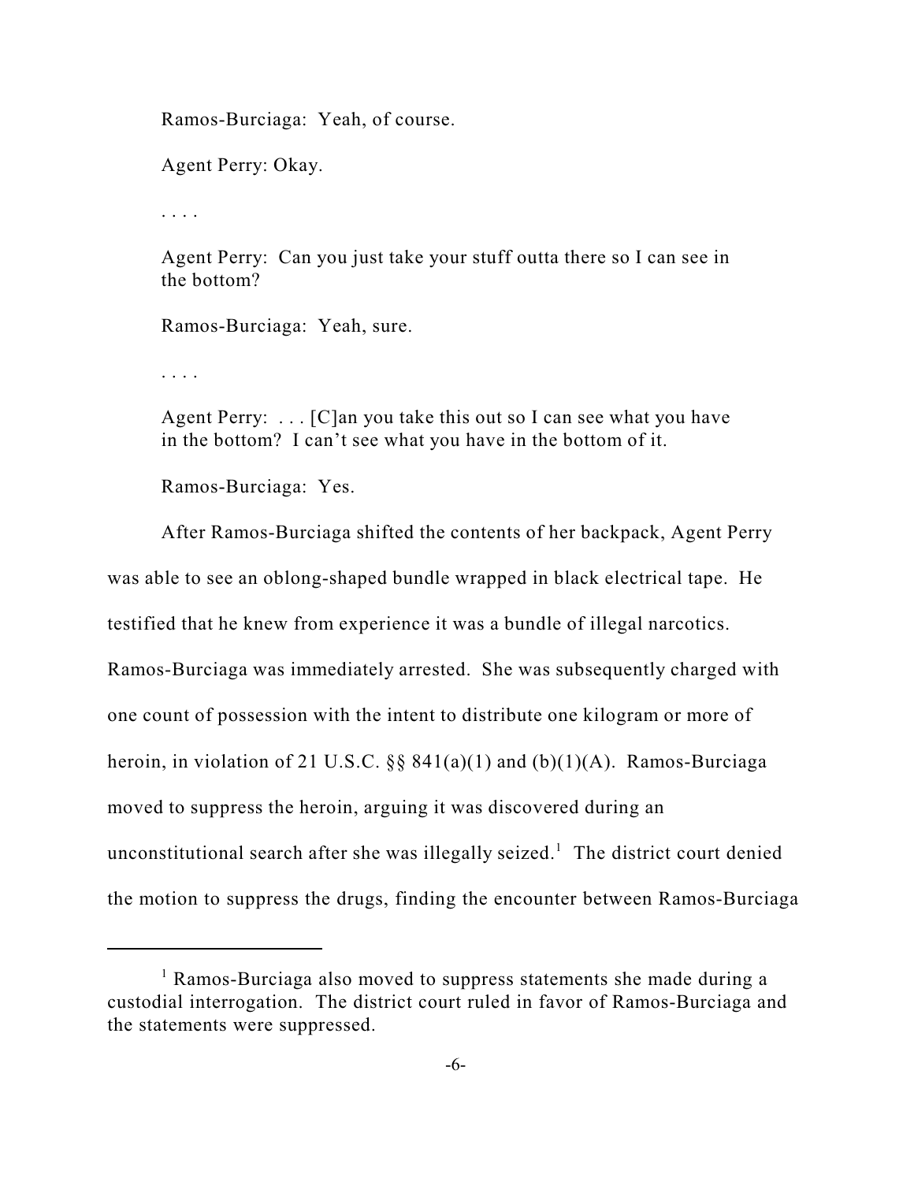Ramos-Burciaga: Yeah, of course.

Agent Perry: Okay.

. . . .

Agent Perry: Can you just take your stuff outta there so I can see in the bottom?

Ramos-Burciaga: Yeah, sure.

. . . .

Agent Perry: . . . [C]an you take this out so I can see what you have in the bottom? I can't see what you have in the bottom of it.

Ramos-Burciaga: Yes.

After Ramos-Burciaga shifted the contents of her backpack, Agent Perry was able to see an oblong-shaped bundle wrapped in black electrical tape. He testified that he knew from experience it was a bundle of illegal narcotics. Ramos-Burciaga was immediately arrested. She was subsequently charged with one count of possession with the intent to distribute one kilogram or more of heroin, in violation of 21 U.S.C. §§ 841(a)(1) and (b)(1)(A). Ramos-Burciaga moved to suppress the heroin, arguing it was discovered during an unconstitutional search after she was illegally seized.[1] The district court denied the motion to suppress the drugs, finding the encounter between Ramos-Burciaga

[1] Ramos-Burciaga also moved to suppress statements she made during a custodial interrogation. The district court ruled in favor of Ramos-Burciaga and the statements were suppressed.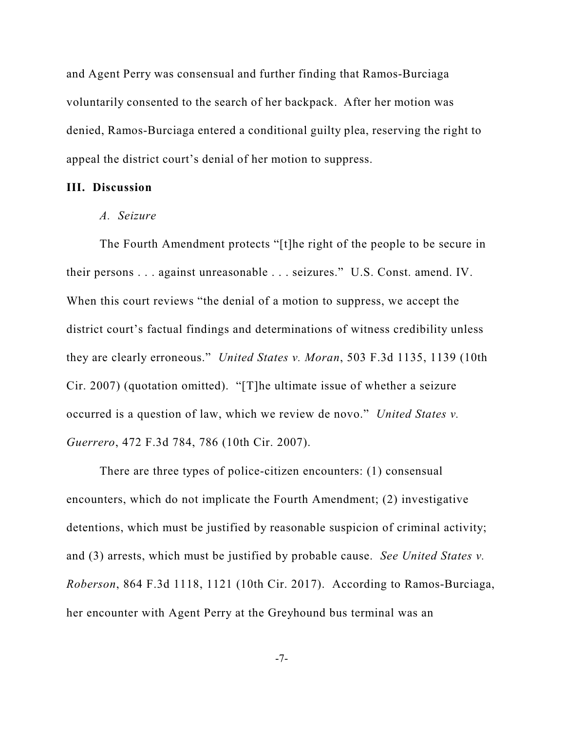and Agent Perry was consensual and further finding that Ramos-Burciaga voluntarily consented to the search of her backpack. After her motion was denied, Ramos-Burciaga entered a conditional guilty plea, reserving the right to appeal the district court's denial of her motion to suppress.

## III. Discussion

### *A. Seizure*

The Fourth Amendment protects "[t]he right of the people to be secure in their persons . . . against unreasonable . . . seizures." U.S. Const. amend. IV. When this court reviews "the denial of a motion to suppress, we accept the district court's factual findings and determinations of witness credibility unless they are clearly erroneous." *United States v. Moran*, 503 F.3d 1135, 1139 (10th Cir. 2007) (quotation omitted). "[T]he ultimate issue of whether a seizure occurred is a question of law, which we review de novo." *United States v. Guerrero*, 472 F.3d 784, 786 (10th Cir. 2007).

There are three types of police-citizen encounters: (1) consensual encounters, which do not implicate the Fourth Amendment; (2) investigative detentions, which must be justified by reasonable suspicion of criminal activity; and (3) arrests, which must be justified by probable cause. *See United States v. Roberson*, 864 F.3d 1118, 1121 (10th Cir. 2017). According to Ramos-Burciaga, her encounter with Agent Perry at the Greyhound bus terminal was an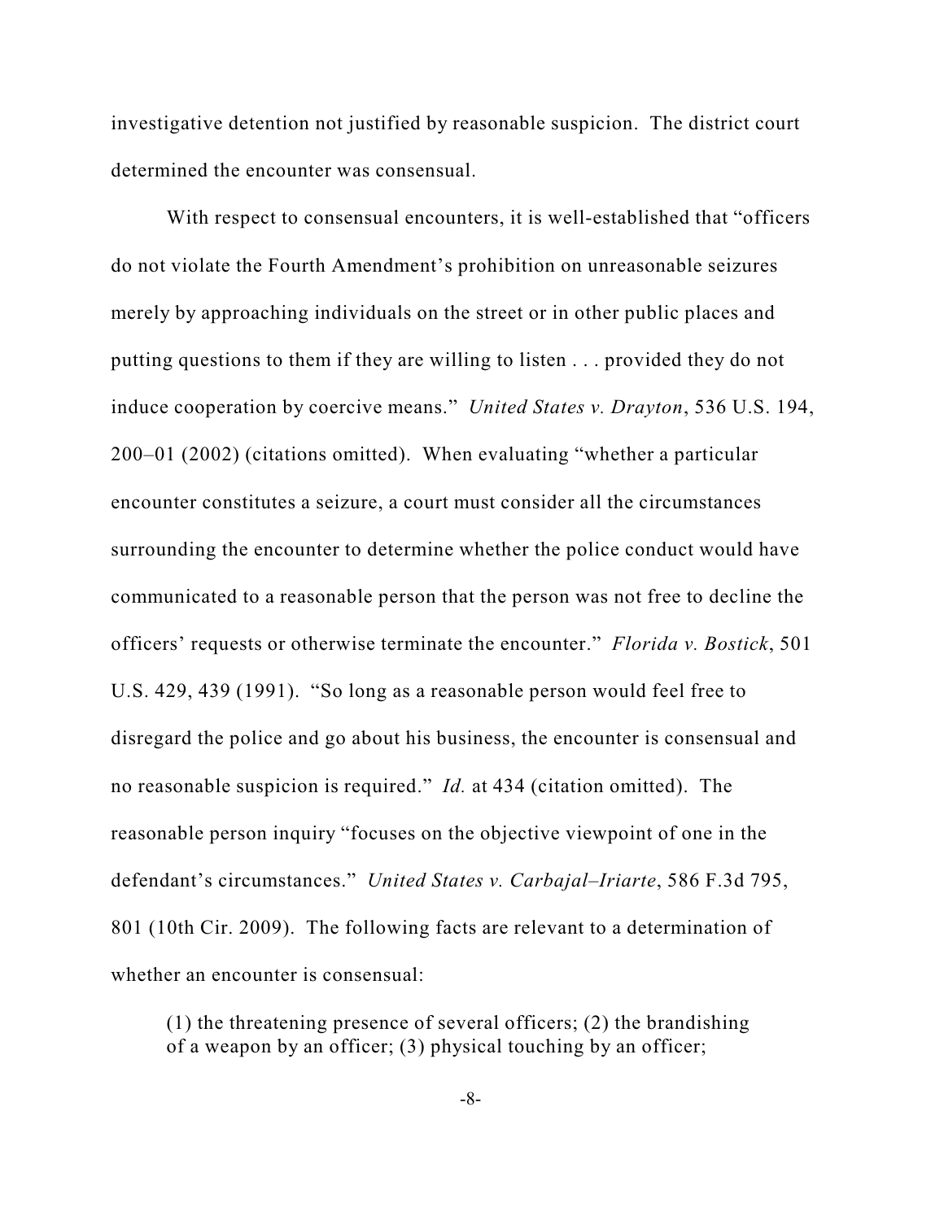investigative detention not justified by reasonable suspicion. The district court determined the encounter was consensual.

With respect to consensual encounters, it is well-established that "officers do not violate the Fourth Amendment's prohibition on unreasonable seizures merely by approaching individuals on the street or in other public places and putting questions to them if they are willing to listen . . . provided they do not induce cooperation by coercive means." *United States v. Drayton*, 536 U.S. 194, 200–01 (2002) (citations omitted). When evaluating "whether a particular encounter constitutes a seizure, a court must consider all the circumstances surrounding the encounter to determine whether the police conduct would have communicated to a reasonable person that the person was not free to decline the officers' requests or otherwise terminate the encounter." *Florida v. Bostick*, 501 U.S. 429, 439 (1991). "So long as a reasonable person would feel free to disregard the police and go about his business, the encounter is consensual and no reasonable suspicion is required." *Id.* at 434 (citation omitted). The reasonable person inquiry "focuses on the objective viewpoint of one in the defendant's circumstances." *United States v. Carbajal–Iriarte*, 586 F.3d 795, 801 (10th Cir. 2009). The following facts are relevant to a determination of whether an encounter is consensual:

> (1) the threatening presence of several officers; (2) the brandishing of a weapon by an officer; (3) physical touching by an officer;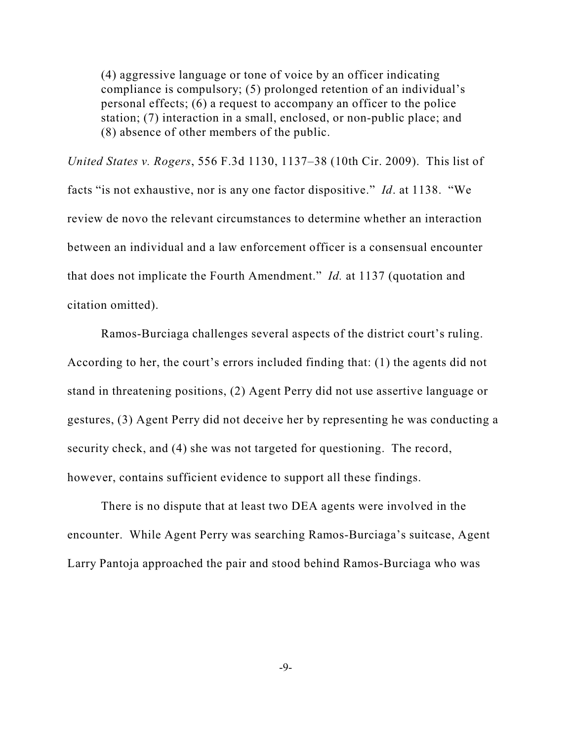> (4) aggressive language or tone of voice by an officer indicating compliance is compulsory; (5) prolonged retention of an individual's personal effects; (6) a request to accompany an officer to the police station; (7) interaction in a small, enclosed, or non-public place; and (8) absence of other members of the public.

*United States v. Rogers*, 556 F.3d 1130, 1137–38 (10th Cir. 2009). This list of facts "is not exhaustive, nor is any one factor dispositive." *Id*. at 1138. "We review de novo the relevant circumstances to determine whether an interaction between an individual and a law enforcement officer is a consensual encounter that does not implicate the Fourth Amendment." *Id.* at 1137 (quotation and citation omitted).

Ramos-Burciaga challenges several aspects of the district court's ruling. According to her, the court's errors included finding that: (1) the agents did not stand in threatening positions, (2) Agent Perry did not use assertive language or gestures, (3) Agent Perry did not deceive her by representing he was conducting a security check, and (4) she was not targeted for questioning. The record, however, contains sufficient evidence to support all these findings.

There is no dispute that at least two DEA agents were involved in the encounter. While Agent Perry was searching Ramos-Burciaga's suitcase, Agent Larry Pantoja approached the pair and stood behind Ramos-Burciaga who was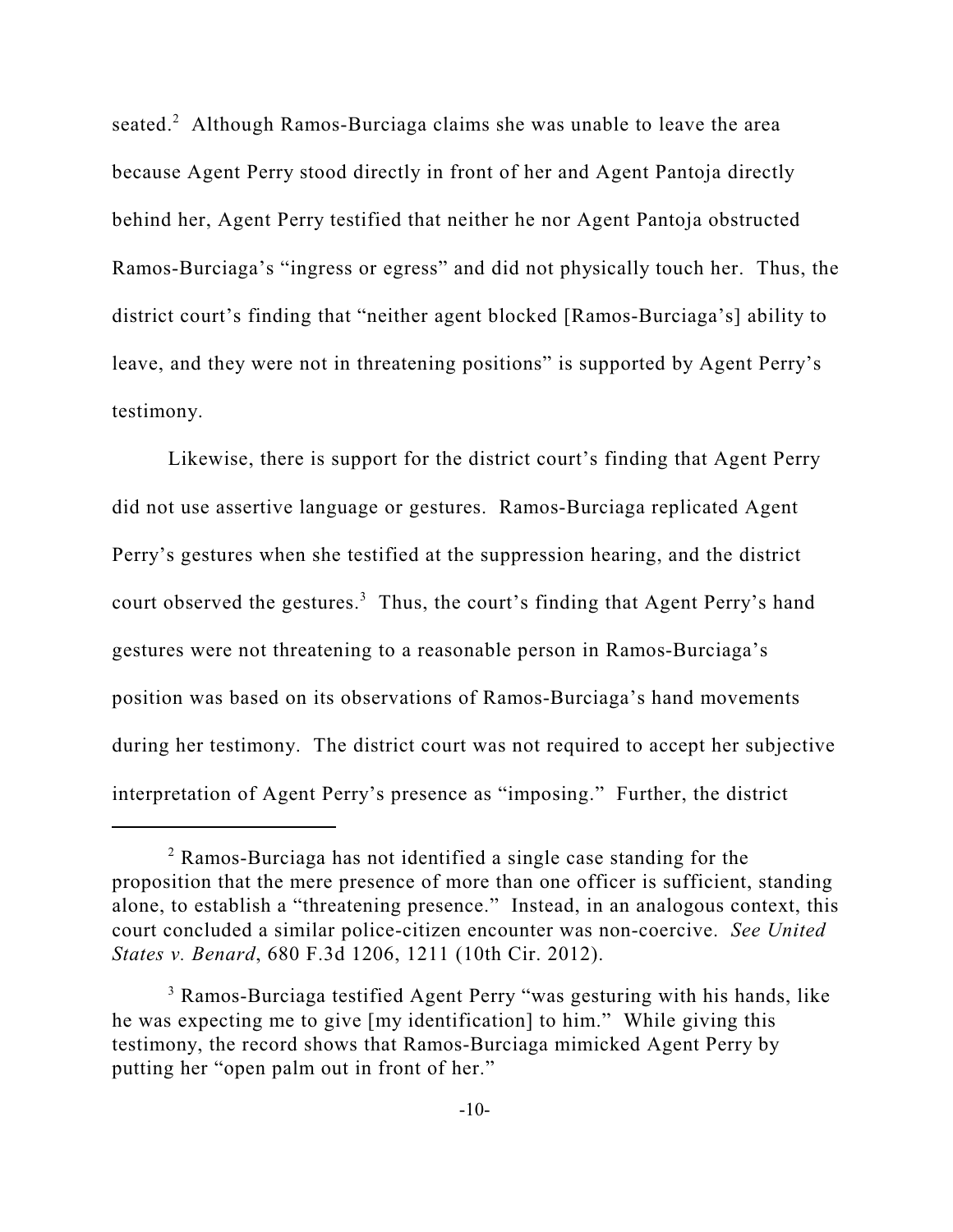seated.[2] Although Ramos-Burciaga claims she was unable to leave the area because Agent Perry stood directly in front of her and Agent Pantoja directly behind her, Agent Perry testified that neither he nor Agent Pantoja obstructed Ramos-Burciaga's "ingress or egress" and did not physically touch her. Thus, the district court's finding that "neither agent blocked [Ramos-Burciaga's] ability to leave, and they were not in threatening positions" is supported by Agent Perry's testimony.

Likewise, there is support for the district court's finding that Agent Perry did not use assertive language or gestures. Ramos-Burciaga replicated Agent Perry's gestures when she testified at the suppression hearing, and the district court observed the gestures.[3] Thus, the court's finding that Agent Perry's hand gestures were not threatening to a reasonable person in Ramos-Burciaga's position was based on its observations of Ramos-Burciaga's hand movements during her testimony. The district court was not required to accept her subjective interpretation of Agent Perry's presence as "imposing." Further, the district

---

[2] Ramos-Burciaga has not identified a single case standing for the proposition that the mere presence of more than one officer is sufficient, standing alone, to establish a "threatening presence." Instead, in an analogous context, this court concluded a similar police-citizen encounter was non-coercive. *See United States v. Benard*, 680 F.3d 1206, 1211 (10th Cir. 2012).

[3] Ramos-Burciaga testified Agent Perry "was gesturing with his hands, like he was expecting me to give [my identification] to him." While giving this testimony, the record shows that Ramos-Burciaga mimicked Agent Perry by putting her "open palm out in front of her."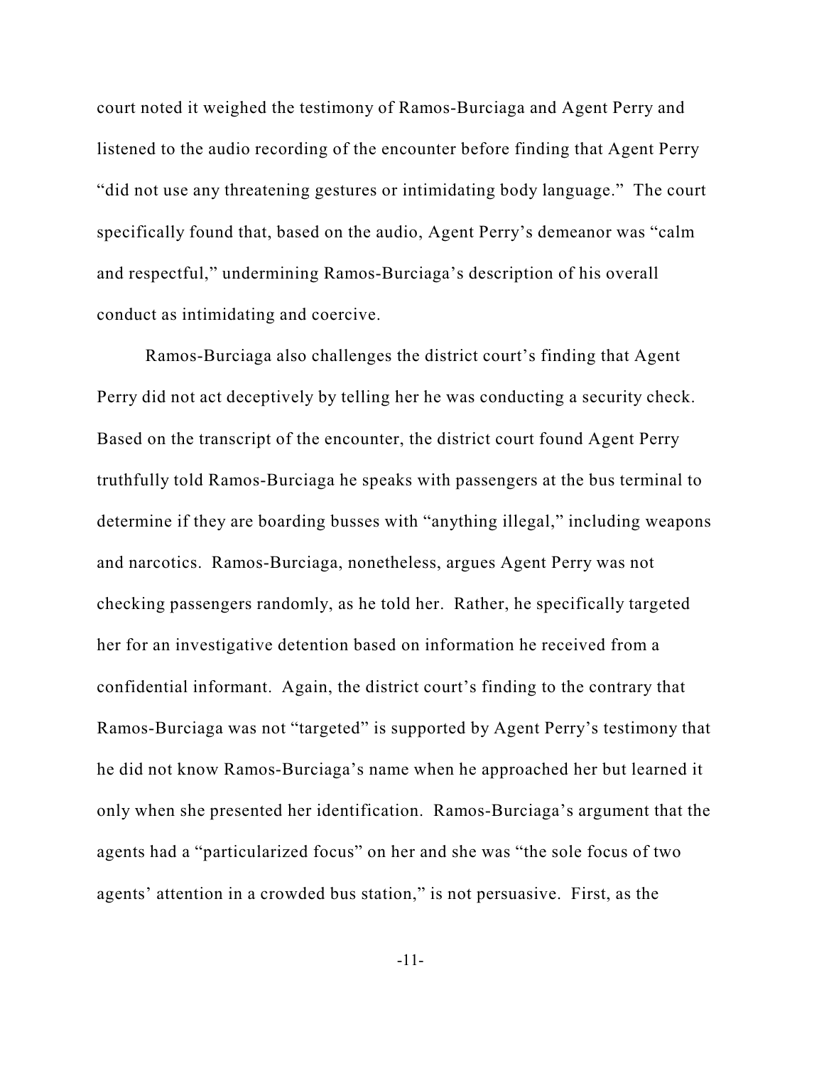court noted it weighed the testimony of Ramos-Burciaga and Agent Perry and listened to the audio recording of the encounter before finding that Agent Perry "did not use any threatening gestures or intimidating body language." The court specifically found that, based on the audio, Agent Perry's demeanor was "calm and respectful," undermining Ramos-Burciaga's description of his overall conduct as intimidating and coercive.

Ramos-Burciaga also challenges the district court's finding that Agent Perry did not act deceptively by telling her he was conducting a security check. Based on the transcript of the encounter, the district court found Agent Perry truthfully told Ramos-Burciaga he speaks with passengers at the bus terminal to determine if they are boarding busses with "anything illegal," including weapons and narcotics. Ramos-Burciaga, nonetheless, argues Agent Perry was not checking passengers randomly, as he told her. Rather, he specifically targeted her for an investigative detention based on information he received from a confidential informant. Again, the district court's finding to the contrary that Ramos-Burciaga was not "targeted" is supported by Agent Perry's testimony that he did not know Ramos-Burciaga's name when he approached her but learned it only when she presented her identification. Ramos-Burciaga's argument that the agents had a "particularized focus" on her and she was "the sole focus of two agents' attention in a crowded bus station," is not persuasive. First, as the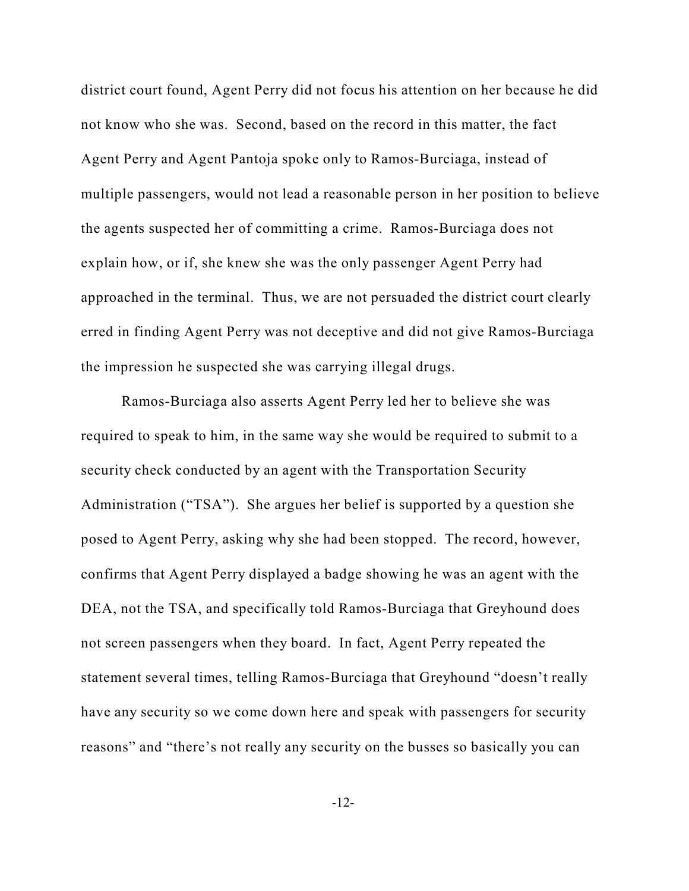district court found, Agent Perry did not focus his attention on her because he did not know who she was. Second, based on the record in this matter, the fact Agent Perry and Agent Pantoja spoke only to Ramos-Burciaga, instead of multiple passengers, would not lead a reasonable person in her position to believe the agents suspected her of committing a crime. Ramos-Burciaga does not explain how, or if, she knew she was the only passenger Agent Perry had approached in the terminal. Thus, we are not persuaded the district court clearly erred in finding Agent Perry was not deceptive and did not give Ramos-Burciaga the impression he suspected she was carrying illegal drugs.

Ramos-Burciaga also asserts Agent Perry led her to believe she was required to speak to him, in the same way she would be required to submit to a security check conducted by an agent with the Transportation Security Administration ("TSA"). She argues her belief is supported by a question she posed to Agent Perry, asking why she had been stopped. The record, however, confirms that Agent Perry displayed a badge showing he was an agent with the DEA, not the TSA, and specifically told Ramos-Burciaga that Greyhound does not screen passengers when they board. In fact, Agent Perry repeated the statement several times, telling Ramos-Burciaga that Greyhound "doesn't really have any security so we come down here and speak with passengers for security reasons" and "there's not really any security on the busses so basically you can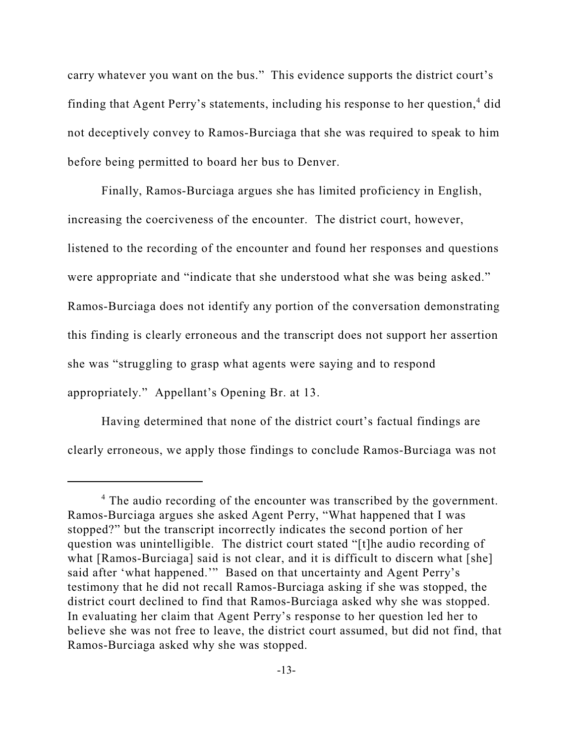carry whatever you want on the bus." This evidence supports the district court's finding that Agent Perry's statements, including his response to her question,[4] did not deceptively convey to Ramos-Burciaga that she was required to speak to him before being permitted to board her bus to Denver.

Finally, Ramos-Burciaga argues she has limited proficiency in English, increasing the coerciveness of the encounter. The district court, however, listened to the recording of the encounter and found her responses and questions were appropriate and "indicate that she understood what she was being asked." Ramos-Burciaga does not identify any portion of the conversation demonstrating this finding is clearly erroneous and the transcript does not support her assertion she was "struggling to grasp what agents were saying and to respond appropriately." Appellant's Opening Br. at 13.

Having determined that none of the district court's factual findings are clearly erroneous, we apply those findings to conclude Ramos-Burciaga was not

---

[4] The audio recording of the encounter was transcribed by the government. Ramos-Burciaga argues she asked Agent Perry, "What happened that I was stopped?" but the transcript incorrectly indicates the second portion of her question was unintelligible. The district court stated "[t]he audio recording of what [Ramos-Burciaga] said is not clear, and it is difficult to discern what [she] said after 'what happened.'" Based on that uncertainty and Agent Perry's testimony that he did not recall Ramos-Burciaga asking if she was stopped, the district court declined to find that Ramos-Burciaga asked why she was stopped. In evaluating her claim that Agent Perry's response to her question led her to believe she was not free to leave, the district court assumed, but did not find, that Ramos-Burciaga asked why she was stopped.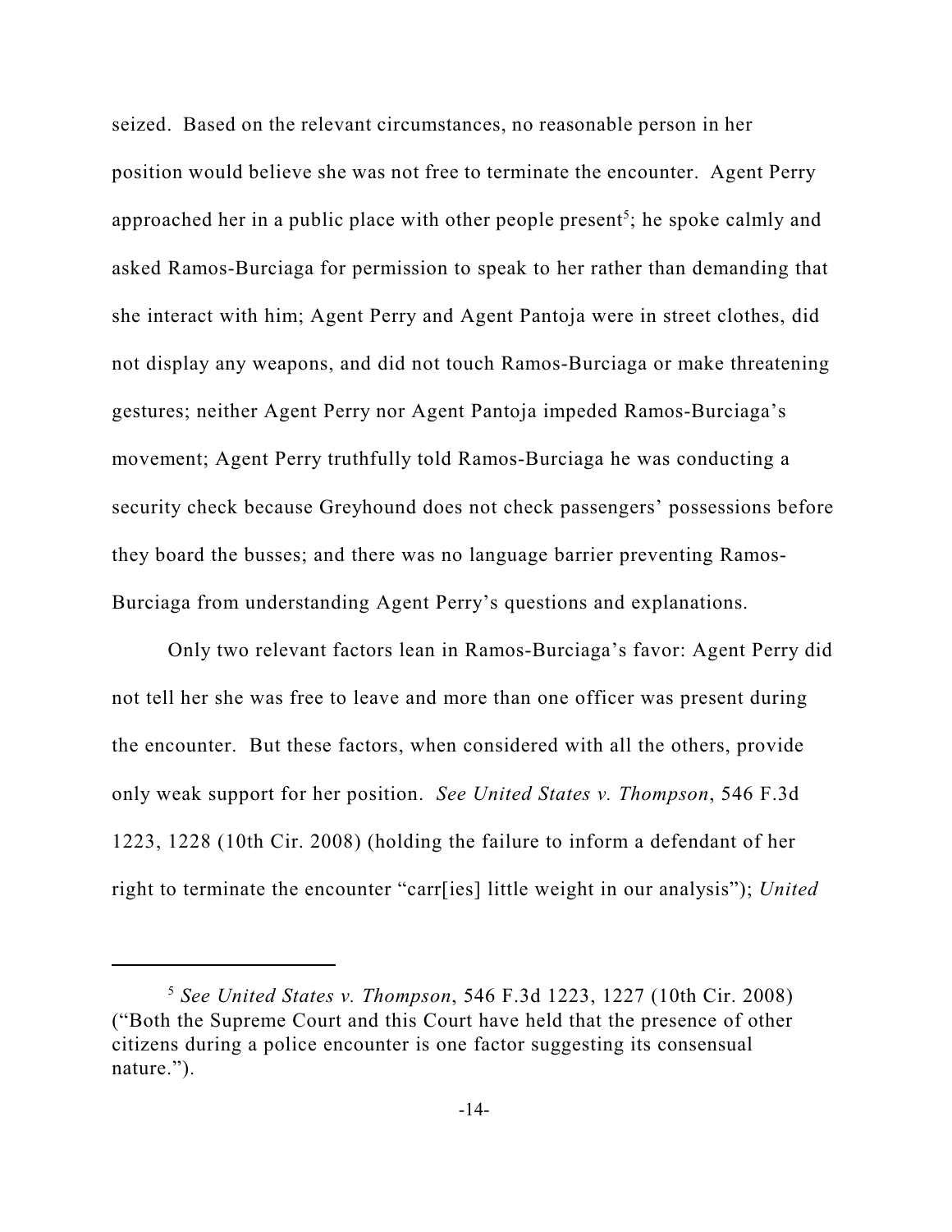seized. Based on the relevant circumstances, no reasonable person in her position would believe she was not free to terminate the encounter. Agent Perry approached her in a public place with other people present[5]; he spoke calmly and asked Ramos-Burciaga for permission to speak to her rather than demanding that she interact with him; Agent Perry and Agent Pantoja were in street clothes, did not display any weapons, and did not touch Ramos-Burciaga or make threatening gestures; neither Agent Perry nor Agent Pantoja impeded Ramos-Burciaga's movement; Agent Perry truthfully told Ramos-Burciaga he was conducting a security check because Greyhound does not check passengers' possessions before they board the busses; and there was no language barrier preventing Ramos-Burciaga from understanding Agent Perry's questions and explanations.

Only two relevant factors lean in Ramos-Burciaga's favor: Agent Perry did not tell her she was free to leave and more than one officer was present during the encounter. But these factors, when considered with all the others, provide only weak support for her position. *See United States v. Thompson*, 546 F.3d 1223, 1228 (10th Cir. 2008) (holding the failure to inform a defendant of her right to terminate the encounter "carr[ies] little weight in our analysis"); *United*

---

[5] *See United States v. Thompson*, 546 F.3d 1223, 1227 (10th Cir. 2008) ("Both the Supreme Court and this Court have held that the presence of other citizens during a police encounter is one factor suggesting its consensual nature.").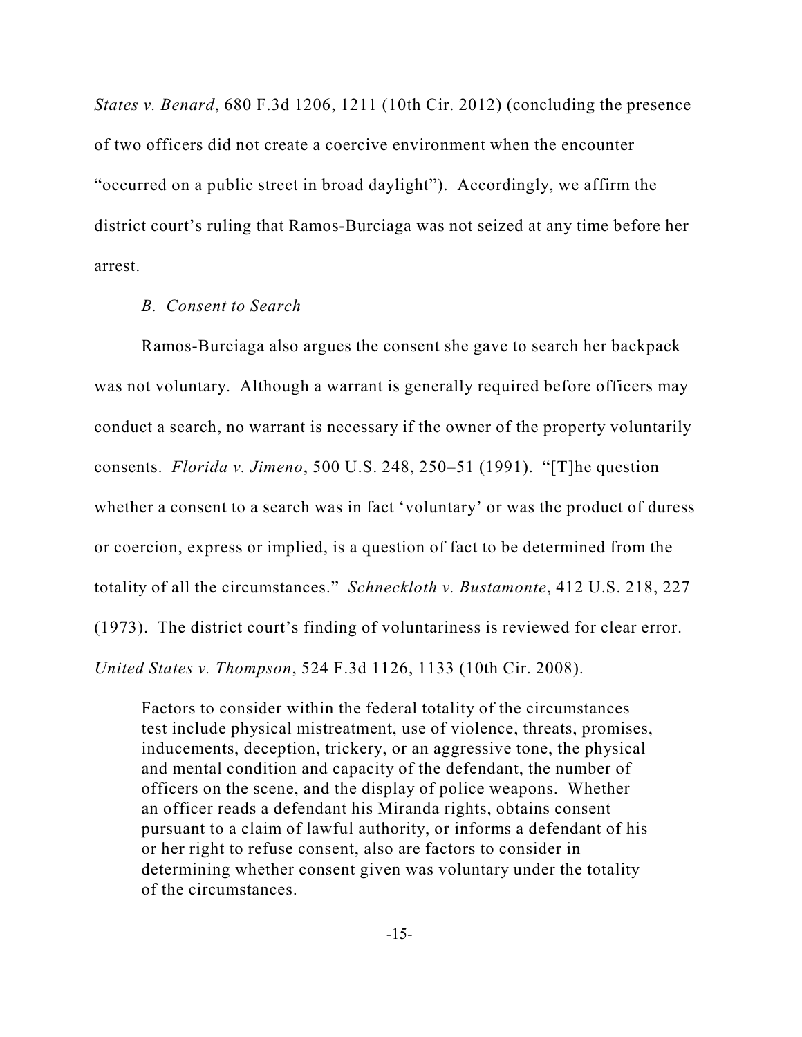*States v. Benard*, 680 F.3d 1206, 1211 (10th Cir. 2012) (concluding the presence of two officers did not create a coercive environment when the encounter "occurred on a public street in broad daylight"). Accordingly, we affirm the district court's ruling that Ramos-Burciaga was not seized at any time before her arrest.

### *B. Consent to Search*

Ramos-Burciaga also argues the consent she gave to search her backpack was not voluntary. Although a warrant is generally required before officers may conduct a search, no warrant is necessary if the owner of the property voluntarily consents. *Florida v. Jimeno*, 500 U.S. 248, 250–51 (1991). "[T]he question whether a consent to a search was in fact 'voluntary' or was the product of duress or coercion, express or implied, is a question of fact to be determined from the totality of all the circumstances." *Schneckloth v. Bustamonte*, 412 U.S. 218, 227 (1973). The district court's finding of voluntariness is reviewed for clear error. *United States v. Thompson*, 524 F.3d 1126, 1133 (10th Cir. 2008).

> Factors to consider within the federal totality of the circumstances test include physical mistreatment, use of violence, threats, promises, inducements, deception, trickery, or an aggressive tone, the physical and mental condition and capacity of the defendant, the number of officers on the scene, and the display of police weapons. Whether an officer reads a defendant his Miranda rights, obtains consent pursuant to a claim of lawful authority, or informs a defendant of his or her right to refuse consent, also are factors to consider in determining whether consent given was voluntary under the totality of the circumstances.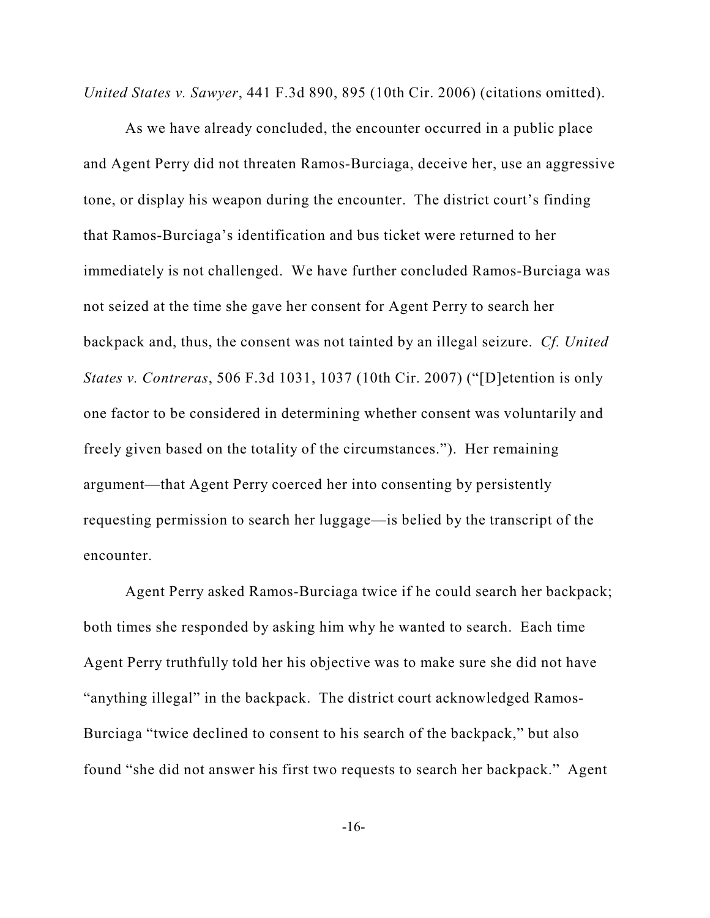*United States v. Sawyer*, 441 F.3d 890, 895 (10th Cir. 2006) (citations omitted).

As we have already concluded, the encounter occurred in a public place and Agent Perry did not threaten Ramos-Burciaga, deceive her, use an aggressive tone, or display his weapon during the encounter. The district court's finding that Ramos-Burciaga's identification and bus ticket were returned to her immediately is not challenged. We have further concluded Ramos-Burciaga was not seized at the time she gave her consent for Agent Perry to search her backpack and, thus, the consent was not tainted by an illegal seizure. *Cf. United States v. Contreras*, 506 F.3d 1031, 1037 (10th Cir. 2007) ("[D]etention is only one factor to be considered in determining whether consent was voluntarily and freely given based on the totality of the circumstances."). Her remaining argument—that Agent Perry coerced her into consenting by persistently requesting permission to search her luggage—is belied by the transcript of the encounter.

Agent Perry asked Ramos-Burciaga twice if he could search her backpack; both times she responded by asking him why he wanted to search. Each time Agent Perry truthfully told her his objective was to make sure she did not have "anything illegal" in the backpack. The district court acknowledged Ramos-Burciaga "twice declined to consent to his search of the backpack," but also found "she did not answer his first two requests to search her backpack." Agent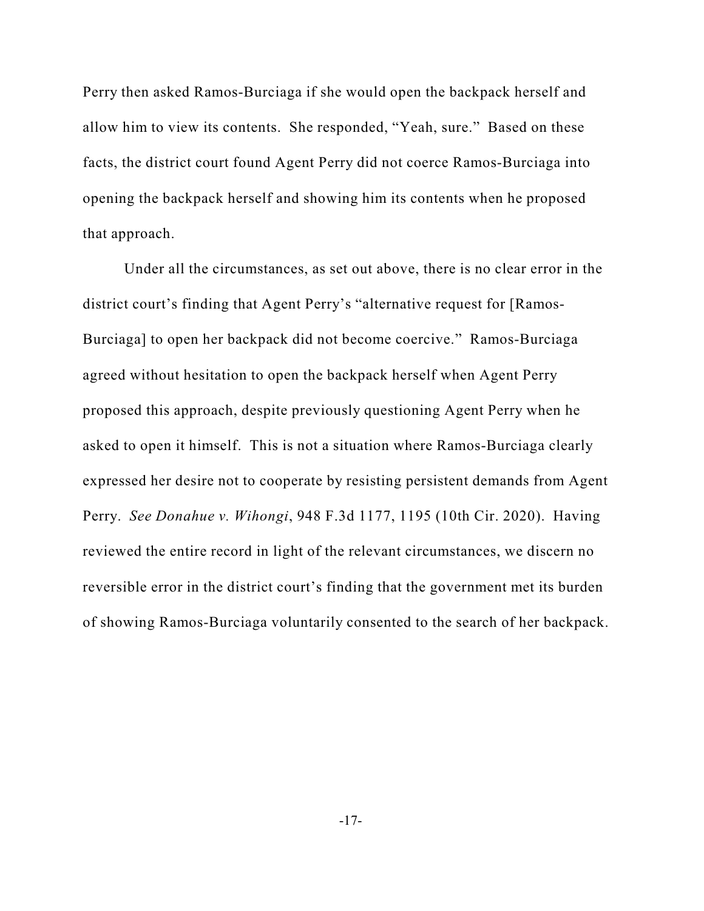Perry then asked Ramos-Burciaga if she would open the backpack herself and allow him to view its contents. She responded, "Yeah, sure." Based on these facts, the district court found Agent Perry did not coerce Ramos-Burciaga into opening the backpack herself and showing him its contents when he proposed that approach.

Under all the circumstances, as set out above, there is no clear error in the district court's finding that Agent Perry's "alternative request for [Ramos-Burciaga] to open her backpack did not become coercive." Ramos-Burciaga agreed without hesitation to open the backpack herself when Agent Perry proposed this approach, despite previously questioning Agent Perry when he asked to open it himself. This is not a situation where Ramos-Burciaga clearly expressed her desire not to cooperate by resisting persistent demands from Agent Perry. *See Donahue v. Wihongi*, 948 F.3d 1177, 1195 (10th Cir. 2020). Having reviewed the entire record in light of the relevant circumstances, we discern no reversible error in the district court's finding that the government met its burden of showing Ramos-Burciaga voluntarily consented to the search of her backpack.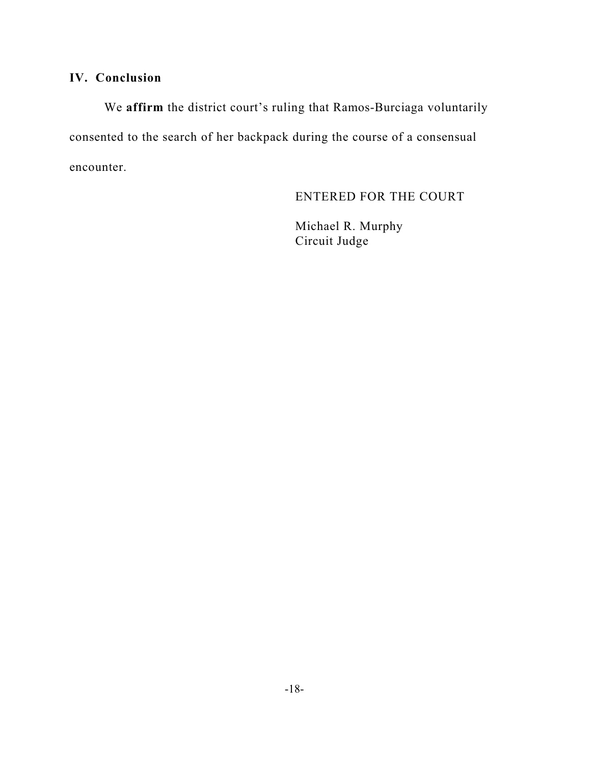## IV. Conclusion

We **affirm** the district court's ruling that Ramos-Burciaga voluntarily consented to the search of her backpack during the course of a consensual encounter.

ENTERED FOR THE COURT

Michael R. Murphy
Circuit Judge